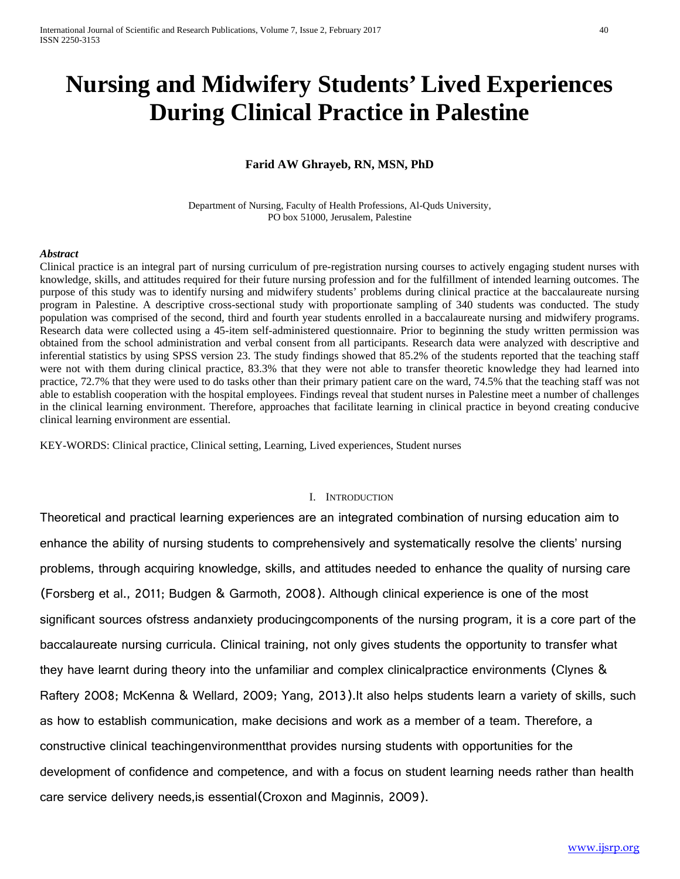# Nursing and Midwifery Students' Lived Experiences During Clinical Practice in Palestine

**Farid AW Ghrayeb, RN, MSN, PhD**

Department of Nursing, Faculty of Health Professions, Al-Quds University, PO box 51000, Jerusalem, Palestine

***Abstract***

Clinical practice is an integral part of nursing curriculum of pre-registration nursing courses to actively engaging student nurses with knowledge, skills, and attitudes required for their future nursing profession and for the fulfillment of intended learning outcomes. The purpose of this study was to identify nursing and midwifery students' problems during clinical practice at the baccalaureate nursing program in Palestine. A descriptive cross-sectional study with proportionate sampling of 340 students was conducted. The study population was comprised of the second, third and fourth year students enrolled in a baccalaureate nursing and midwifery programs. Research data were collected using a 45-item self-administered questionnaire. Prior to beginning the study written permission was obtained from the school administration and verbal consent from all participants. Research data were analyzed with descriptive and inferential statistics by using SPSS version 23. The study findings showed that 85.2% of the students reported that the teaching staff were not with them during clinical practice, 83.3% that they were not able to transfer theoretic knowledge they had learned into practice, 72.7% that they were used to do tasks other than their primary patient care on the ward, 74.5% that the teaching staff was not able to establish cooperation with the hospital employees. Findings reveal that student nurses in Palestine meet a number of challenges in the clinical learning environment. Therefore, approaches that facilitate learning in clinical practice in beyond creating conducive clinical learning environment are essential.

KEY-WORDS: Clinical practice, Clinical setting, Learning, Lived experiences, Student nurses

## I. Introduction

Theoretical and practical learning experiences are an integrated combination of nursing education aim to enhance the ability of nursing students to comprehensively and systematically resolve the clients' nursing problems, through acquiring knowledge, skills, and attitudes needed to enhance the quality of nursing care (Forsberg et al., 2011; Budgen & Garmoth, 2008). Although clinical experience is one of the most significant sources ofstress andanxiety producingcomponents of the nursing program, it is a core part of the baccalaureate nursing curricula. Clinical training, not only gives students the opportunity to transfer what they have learnt during theory into the unfamiliar and complex clinicalpractice environments (Clynes & Raftery 2008; McKenna & Wellard, 2009; Yang, 2013).It also helps students learn a variety of skills, such as how to establish communication, make decisions and work as a member of a team. Therefore, a constructive clinical teachingenvironmentthat provides nursing students with opportunities for the development of confidence and competence, and with a focus on student learning needs rather than health care service delivery needs,is essential(Croxon and Maginnis, 2009).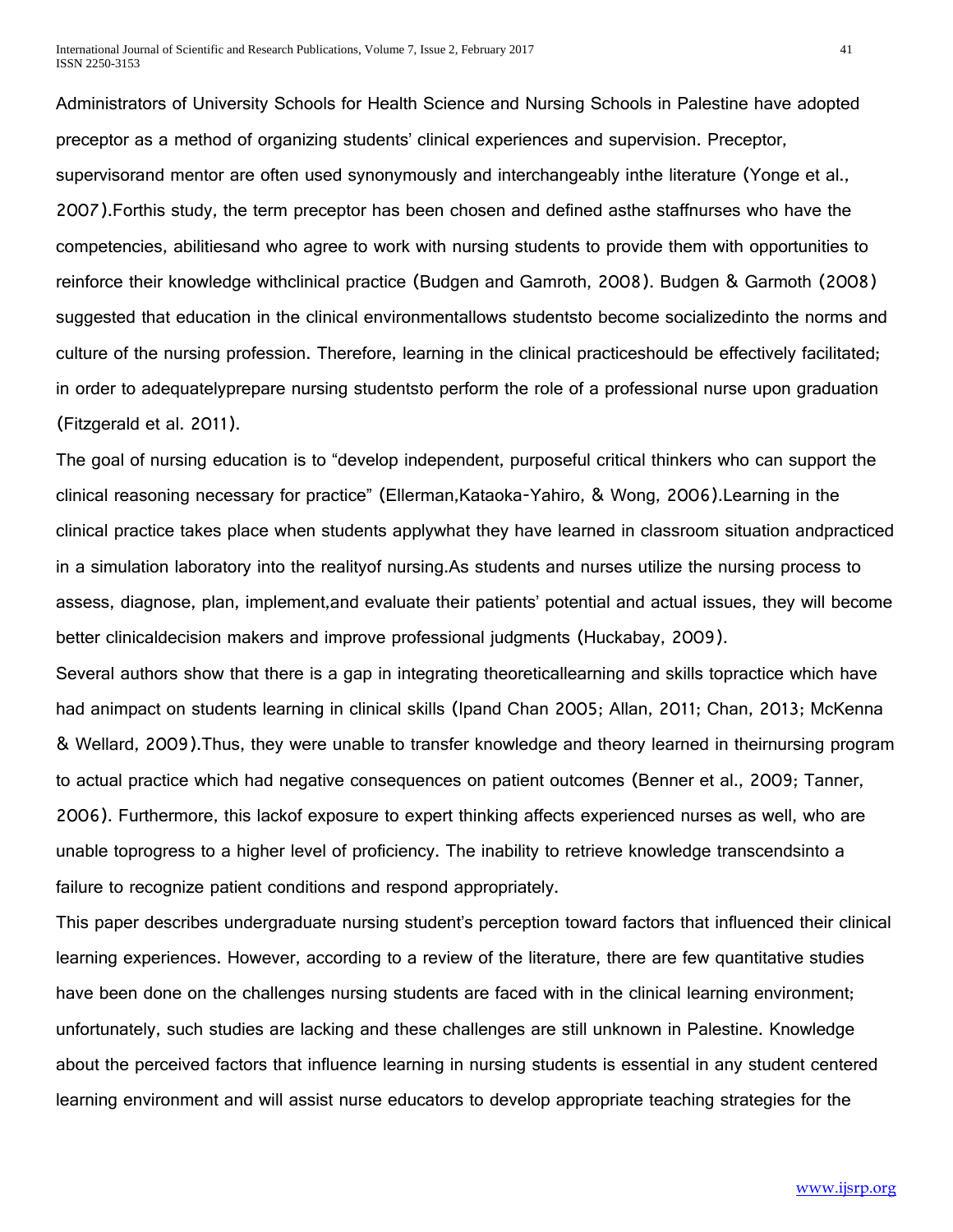Administrators of University Schools for Health Science and Nursing Schools in Palestine have adopted preceptor as a method of organizing students' clinical experiences and supervision. Preceptor, supervisorand mentor are often used synonymously and interchangeably inthe literature (Yonge et al., 2007).Forthis study, the term preceptor has been chosen and defined asthe staffnurses who have the competencies, abilitiesand who agree to work with nursing students to provide them with opportunities to reinforce their knowledge withclinical practice (Budgen and Gamroth, 2008). Budgen & Garmoth (2008) suggested that education in the clinical environmentallows studentsto become socializedinto the norms and culture of the nursing profession. Therefore, learning in the clinical practiceshould be effectively facilitated; in order to adequatelyprepare nursing studentsto perform the role of a professional nurse upon graduation (Fitzgerald et al. 2011).

The goal of nursing education is to "develop independent, purposeful critical thinkers who can support the clinical reasoning necessary for practice" (Ellerman,Kataoka-Yahiro, & Wong, 2006).Learning in the clinical practice takes place when students applywhat they have learned in classroom situation andpracticed in a simulation laboratory into the realityof nursing.As students and nurses utilize the nursing process to assess, diagnose, plan, implement,and evaluate their patients' potential and actual issues, they will become better clinicaldecision makers and improve professional judgments (Huckabay, 2009).

Several authors show that there is a gap in integrating theoreticallearning and skills topractice which have had animpact on students learning in clinical skills (Ipand Chan 2005; Allan, 2011; Chan, 2013; McKenna & Wellard, 2009).Thus, they were unable to transfer knowledge and theory learned in theirnursing program to actual practice which had negative consequences on patient outcomes (Benner et al., 2009; Tanner, 2006). Furthermore, this lackof exposure to expert thinking affects experienced nurses as well, who are unable toprogress to a higher level of proficiency. The inability to retrieve knowledge transcendsinto a failure to recognize patient conditions and respond appropriately.

This paper describes undergraduate nursing student's perception toward factors that influenced their clinical learning experiences. However, according to a review of the literature, there are few quantitative studies have been done on the challenges nursing students are faced with in the clinical learning environment; unfortunately, such studies are lacking and these challenges are still unknown in Palestine. Knowledge about the perceived factors that influence learning in nursing students is essential in any student centered learning environment and will assist nurse educators to develop appropriate teaching strategies for the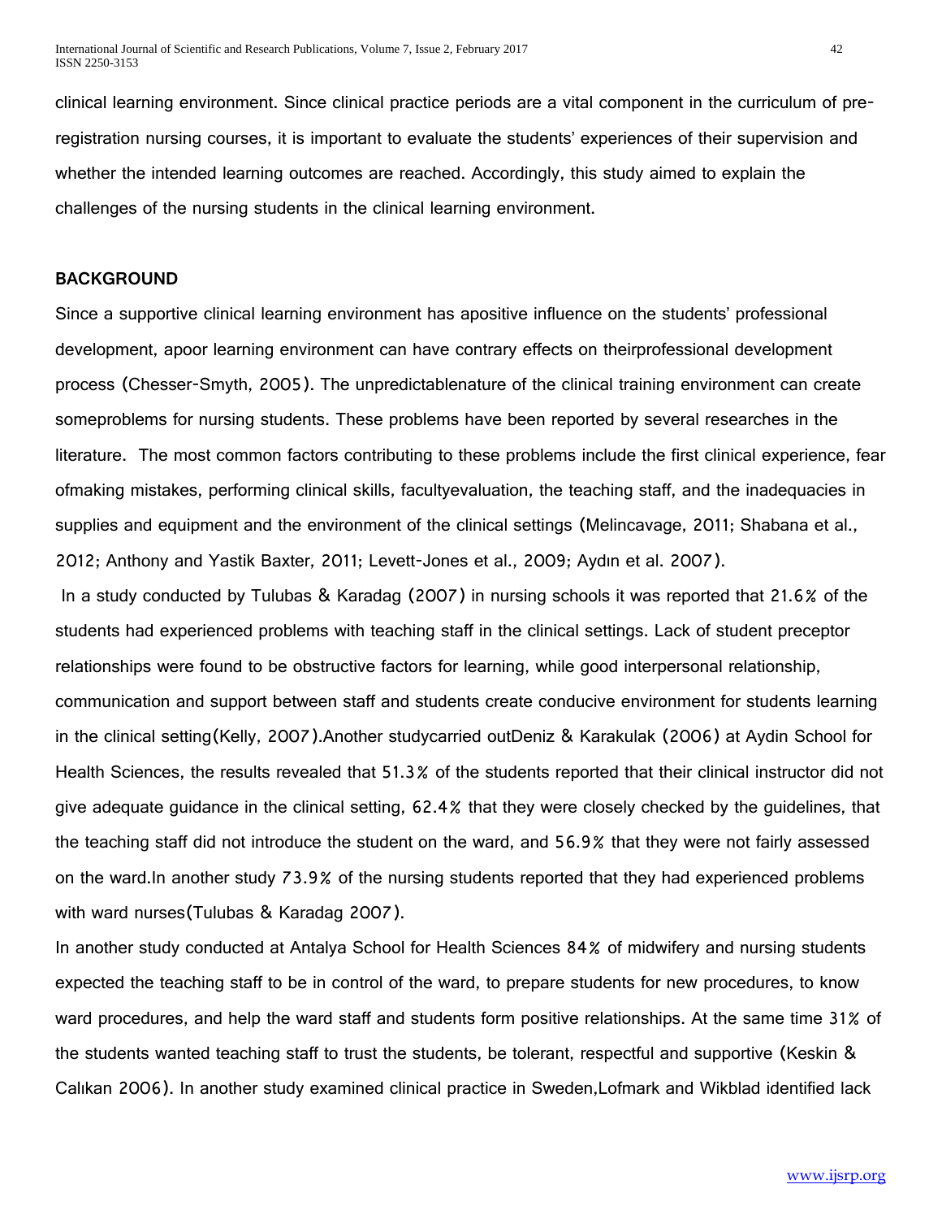clinical learning environment. Since clinical practice periods are a vital component in the curriculum of pre-registration nursing courses, it is important to evaluate the students' experiences of their supervision and whether the intended learning outcomes are reached. Accordingly, this study aimed to explain the challenges of the nursing students in the clinical learning environment.

## BACKGROUND

Since a supportive clinical learning environment has apositive influence on the students' professional development, apoor learning environment can have contrary effects on theirprofessional development process (Chesser-Smyth, 2005). The unpredictablenature of the clinical training environment can create someproblems for nursing students. These problems have been reported by several researches in the literature. The most common factors contributing to these problems include the first clinical experience, fear ofmaking mistakes, performing clinical skills, facultyevaluation, the teaching staff, and the inadequacies in supplies and equipment and the environment of the clinical settings (Melincavage, 2011; Shabana et al., 2012; Anthony and Yastik Baxter, 2011; Levett-Jones et al., 2009; Aydın et al. 2007).

In a study conducted by Tulubas & Karadag (2007) in nursing schools it was reported that 21.6% of the students had experienced problems with teaching staff in the clinical settings. Lack of student preceptor relationships were found to be obstructive factors for learning, while good interpersonal relationship, communication and support between staff and students create conducive environment for students learning in the clinical setting(Kelly, 2007).Another studycarried outDeniz & Karakulak (2006) at Aydin School for Health Sciences, the results revealed that 51.3% of the students reported that their clinical instructor did not give adequate guidance in the clinical setting, 62.4% that they were closely checked by the guidelines, that the teaching staff did not introduce the student on the ward, and 56.9% that they were not fairly assessed on the ward.In another study 73.9% of the nursing students reported that they had experienced problems with ward nurses(Tulubas & Karadag 2007).

In another study conducted at Antalya School for Health Sciences 84% of midwifery and nursing students expected the teaching staff to be in control of the ward, to prepare students for new procedures, to know ward procedures, and help the ward staff and students form positive relationships. At the same time 31% of the students wanted teaching staff to trust the students, be tolerant, respectful and supportive (Keskin & Calıkan 2006). In another study examined clinical practice in Sweden,Lofmark and Wikblad identified lack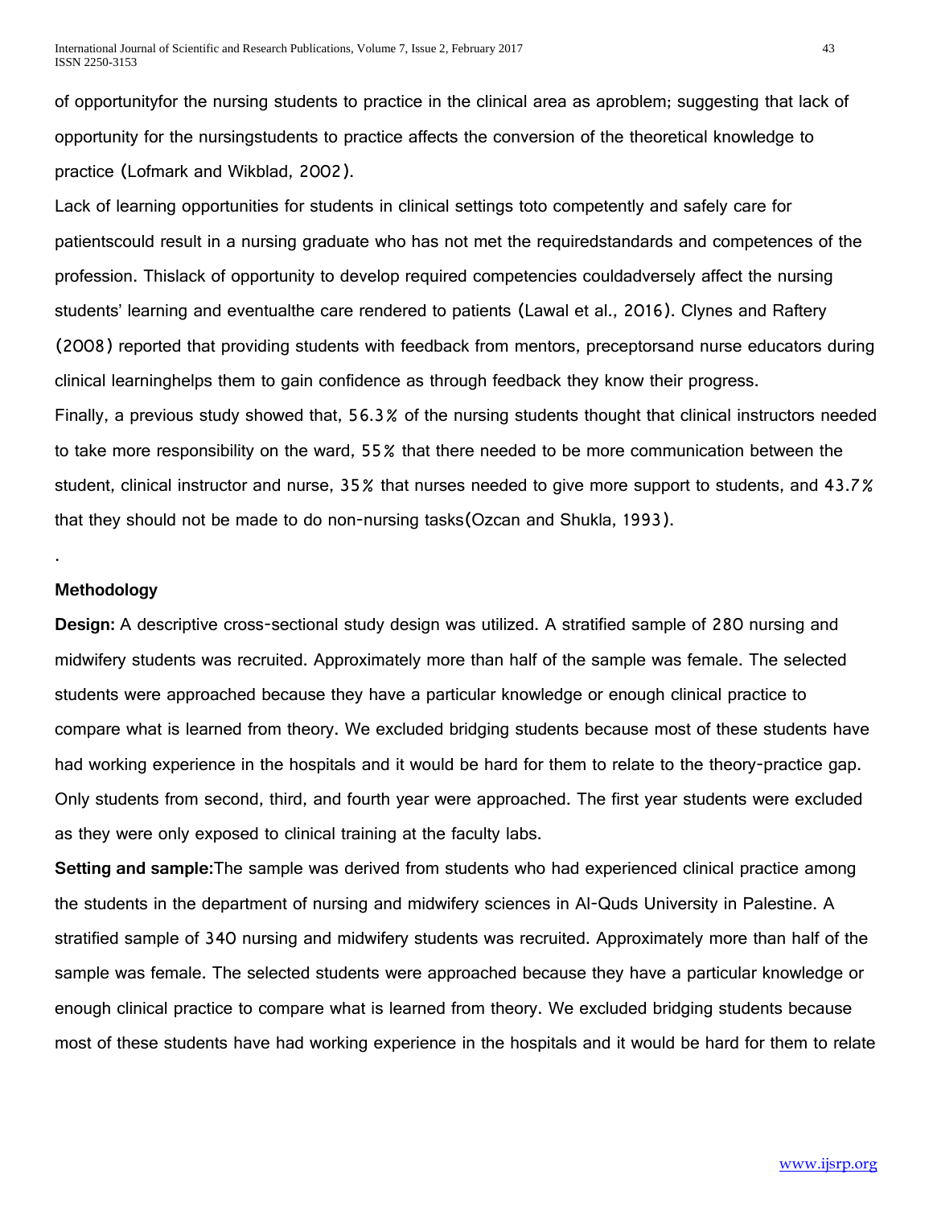of opportunityfor the nursing students to practice in the clinical area as aproblem; suggesting that lack of opportunity for the nursingstudents to practice affects the conversion of the theoretical knowledge to practice (Lofmark and Wikblad, 2002).

Lack of learning opportunities for students in clinical settings toto competently and safely care for patientscould result in a nursing graduate who has not met the requiredstandards and competences of the profession. Thislack of opportunity to develop required competencies couldadversely affect the nursing students' learning and eventualthe care rendered to patients (Lawal et al., 2016). Clynes and Raftery (2008) reported that providing students with feedback from mentors, preceptorsand nurse educators during clinical learninghelps them to gain confidence as through feedback they know their progress.

Finally, a previous study showed that, 56.3% of the nursing students thought that clinical instructors needed to take more responsibility on the ward, 55% that there needed to be more communication between the student, clinical instructor and nurse, 35% that nurses needed to give more support to students, and 43.7% that they should not be made to do non-nursing tasks(Ozcan and Shukla, 1993).

.

## Methodology

**Design:** A descriptive cross-sectional study design was utilized. A stratified sample of 280 nursing and midwifery students was recruited. Approximately more than half of the sample was female. The selected students were approached because they have a particular knowledge or enough clinical practice to compare what is learned from theory. We excluded bridging students because most of these students have had working experience in the hospitals and it would be hard for them to relate to the theory-practice gap. Only students from second, third, and fourth year were approached. The first year students were excluded as they were only exposed to clinical training at the faculty labs.

**Setting and sample:**The sample was derived from students who had experienced clinical practice among the students in the department of nursing and midwifery sciences in Al-Quds University in Palestine. A stratified sample of 340 nursing and midwifery students was recruited. Approximately more than half of the sample was female. The selected students were approached because they have a particular knowledge or enough clinical practice to compare what is learned from theory. We excluded bridging students because most of these students have had working experience in the hospitals and it would be hard for them to relate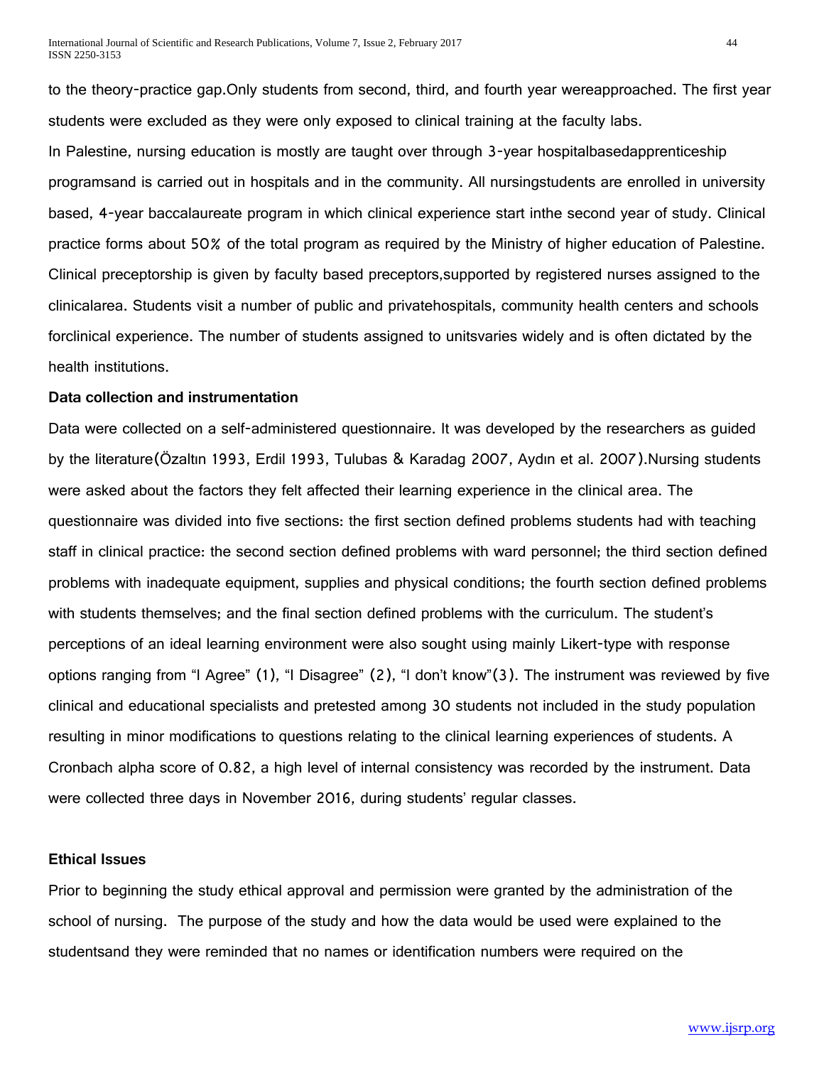to the theory-practice gap.Only students from second, third, and fourth year wereapproached. The first year students were excluded as they were only exposed to clinical training at the faculty labs.

In Palestine, nursing education is mostly are taught over through 3-year hospitalbasedapprenticeship programsand is carried out in hospitals and in the community. All nursingstudents are enrolled in university based, 4-year baccalaureate program in which clinical experience start inthe second year of study. Clinical practice forms about 50% of the total program as required by the Ministry of higher education of Palestine. Clinical preceptorship is given by faculty based preceptors,supported by registered nurses assigned to the clinicalarea. Students visit a number of public and privatehospitals, community health centers and schools forclinical experience. The number of students assigned to unitsvaries widely and is often dictated by the health institutions.

**Data collection and instrumentation**

Data were collected on a self-administered questionnaire. It was developed by the researchers as guided by the literature(Özaltın 1993, Erdil 1993, Tulubas & Karadag 2007, Aydın et al. 2007).Nursing students were asked about the factors they felt affected their learning experience in the clinical area. The questionnaire was divided into five sections: the first section defined problems students had with teaching staff in clinical practice: the second section defined problems with ward personnel; the third section defined problems with inadequate equipment, supplies and physical conditions; the fourth section defined problems with students themselves; and the final section defined problems with the curriculum. The student's perceptions of an ideal learning environment were also sought using mainly Likert-type with response options ranging from "I Agree" (1), "I Disagree" (2), "I don't know"(3). The instrument was reviewed by five clinical and educational specialists and pretested among 30 students not included in the study population resulting in minor modifications to questions relating to the clinical learning experiences of students. A Cronbach alpha score of 0.82, a high level of internal consistency was recorded by the instrument. Data were collected three days in November 2016, during students' regular classes.

**Ethical Issues**

Prior to beginning the study ethical approval and permission were granted by the administration of the school of nursing. The purpose of the study and how the data would be used were explained to the studentsand they were reminded that no names or identification numbers were required on the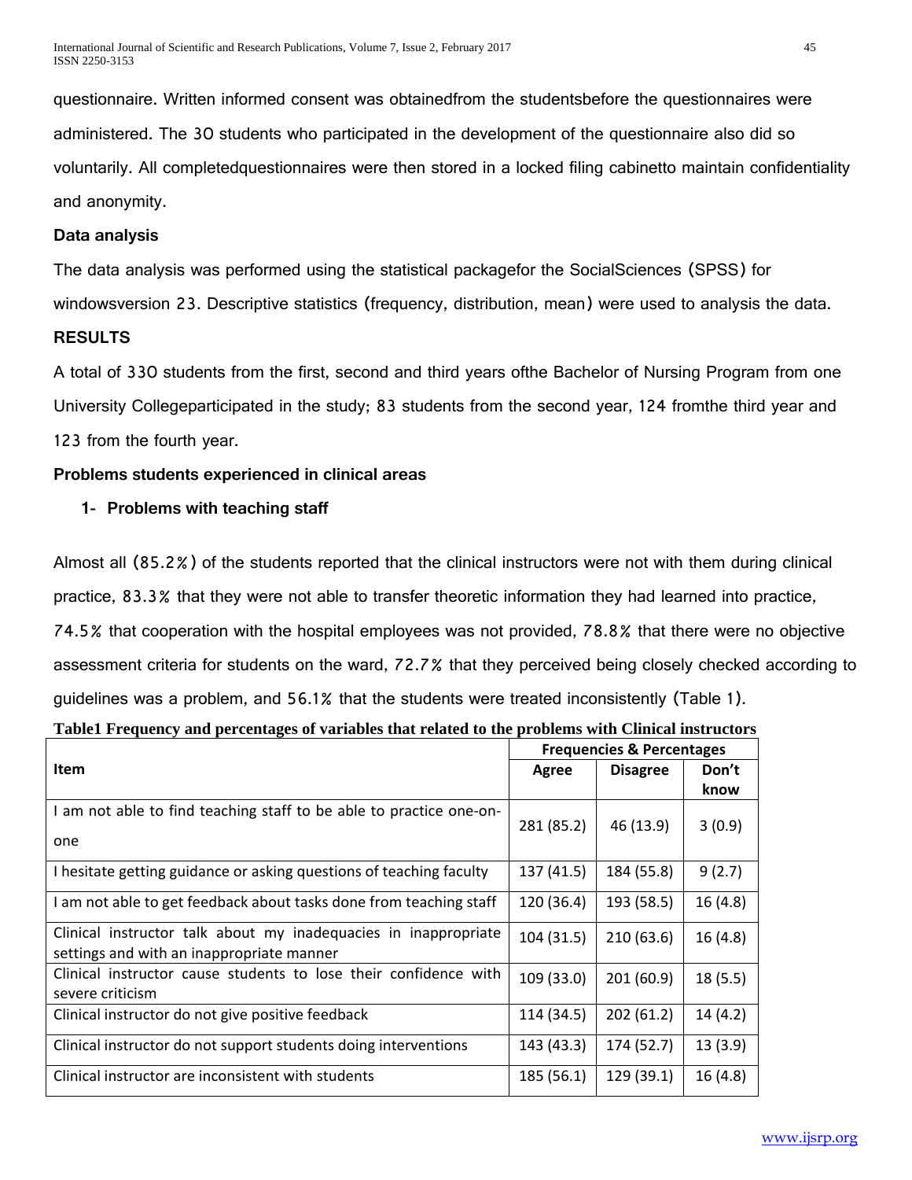questionnaire. Written informed consent was obtainedfrom the studentsbefore the questionnaires were administered. The 30 students who participated in the development of the questionnaire also did so voluntarily. All completedquestionnaires were then stored in a locked filing cabinetto maintain confidentiality and anonymity.

### Data analysis

The data analysis was performed using the statistical packagefor the SocialSciences (SPSS) for windowsversion 23. Descriptive statistics (frequency, distribution, mean) were used to analysis the data.

## RESULTS

A total of 330 students from the first, second and third years ofthe Bachelor of Nursing Program from one University Collegeparticipated in the study; 83 students from the second year, 124 fromthe third year and 123 from the fourth year.

### Problems students experienced in clinical areas

1- **Problems with teaching staff**

Almost all (85.2%) of the students reported that the clinical instructors were not with them during clinical practice, 83.3% that they were not able to transfer theoretic information they had learned into practice, 74.5% that cooperation with the hospital employees was not provided, 78.8% that there were no objective assessment criteria for students on the ward, 72.7% that they perceived being closely checked according to guidelines was a problem, and 56.1% that the students were treated inconsistently (Table 1).

**Table1 Frequency and percentages of variables that related to the problems with Clinical instructors**

| Item | Frequencies & Percentages | | |
|---|---|---|---|
| | Agree | Disagree | Don't know |
| I am not able to find teaching staff to be able to practice one-on-one | 281 (85.2) | 46 (13.9) | 3 (0.9) |
| I hesitate getting guidance or asking questions of teaching faculty | 137 (41.5) | 184 (55.8) | 9 (2.7) |
| I am not able to get feedback about tasks done from teaching staff | 120 (36.4) | 193 (58.5) | 16 (4.8) |
| Clinical instructor talk about my inadequacies in inappropriate settings and with an inappropriate manner | 104 (31.5) | 210 (63.6) | 16 (4.8) |
| Clinical instructor cause students to lose their confidence with severe criticism | 109 (33.0) | 201 (60.9) | 18 (5.5) |
| Clinical instructor do not give positive feedback | 114 (34.5) | 202 (61.2) | 14 (4.2) |
| Clinical instructor do not support students doing interventions | 143 (43.3) | 174 (52.7) | 13 (3.9) |
| Clinical instructor are inconsistent with students | 185 (56.1) | 129 (39.1) | 16 (4.8) |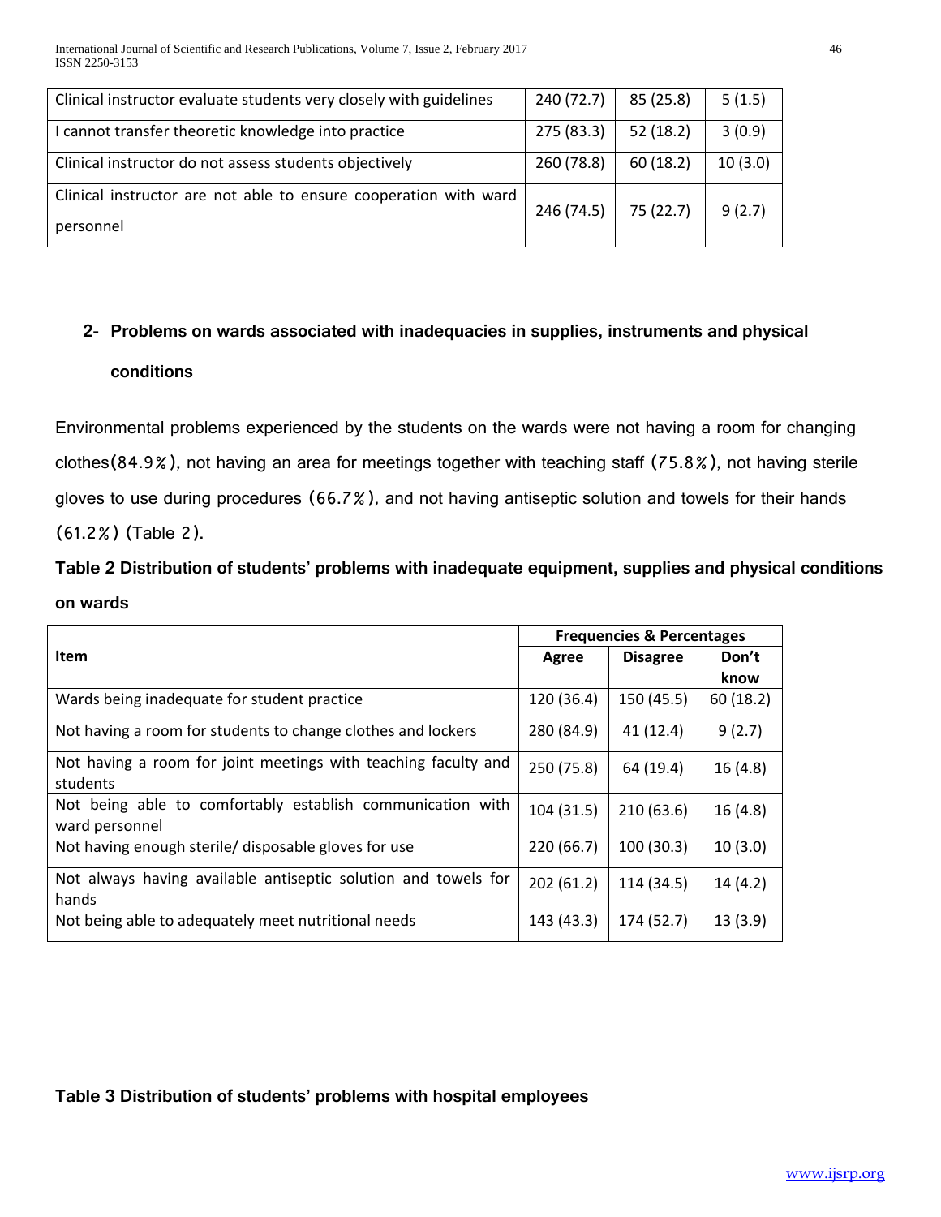| | | | |
|---|---|---|---|
| Clinical instructor evaluate students very closely with guidelines | 240 (72.7) | 85 (25.8) | 5 (1.5) |
| I cannot transfer theoretic knowledge into practice | 275 (83.3) | 52 (18.2) | 3 (0.9) |
| Clinical instructor do not assess students objectively | 260 (78.8) | 60 (18.2) | 10 (3.0) |
| Clinical instructor are not able to ensure cooperation with ward personnel | 246 (74.5) | 75 (22.7) | 9 (2.7) |

## 2- Problems on wards associated with inadequacies in supplies, instruments and physical conditions

Environmental problems experienced by the students on the wards were not having a room for changing clothes(84.9%), not having an area for meetings together with teaching staff (75.8%), not having sterile gloves to use during procedures (66.7%), and not having antiseptic solution and towels for their hands (61.2%) (Table 2).

**Table 2 Distribution of students' problems with inadequate equipment, supplies and physical conditions on wards**

| Item | Frequencies & Percentages | | |
|---|---|---|---|
| | **Agree** | **Disagree** | **Don't know** |
| Wards being inadequate for student practice | 120 (36.4) | 150 (45.5) | 60 (18.2) |
| Not having a room for students to change clothes and lockers | 280 (84.9) | 41 (12.4) | 9 (2.7) |
| Not having a room for joint meetings with teaching faculty and students | 250 (75.8) | 64 (19.4) | 16 (4.8) |
| Not being able to comfortably establish communication with ward personnel | 104 (31.5) | 210 (63.6) | 16 (4.8) |
| Not having enough sterile/ disposable gloves for use | 220 (66.7) | 100 (30.3) | 10 (3.0) |
| Not always having available antiseptic solution and towels for hands | 202 (61.2) | 114 (34.5) | 14 (4.2) |
| Not being able to adequately meet nutritional needs | 143 (43.3) | 174 (52.7) | 13 (3.9) |

**Table 3 Distribution of students' problems with hospital employees**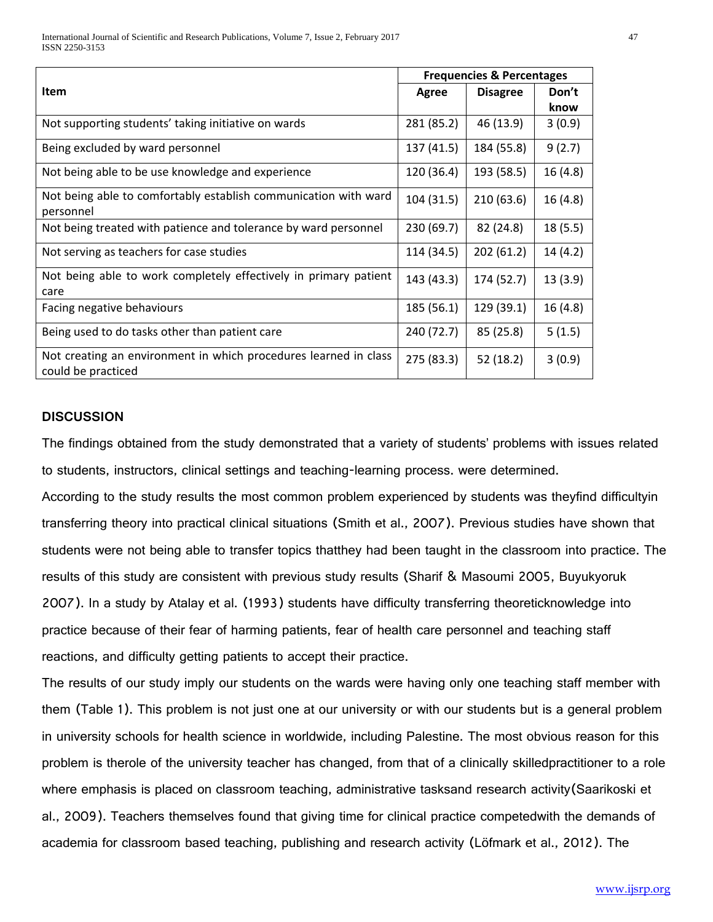| Item | Frequencies & Percentages | | |
|---|---|---|---|
| | Agree | Disagree | Don't know |
| Not supporting students' taking initiative on wards | 281 (85.2) | 46 (13.9) | 3 (0.9) |
| Being excluded by ward personnel | 137 (41.5) | 184 (55.8) | 9 (2.7) |
| Not being able to be use knowledge and experience | 120 (36.4) | 193 (58.5) | 16 (4.8) |
| Not being able to comfortably establish communication with ward personnel | 104 (31.5) | 210 (63.6) | 16 (4.8) |
| Not being treated with patience and tolerance by ward personnel | 230 (69.7) | 82 (24.8) | 18 (5.5) |
| Not serving as teachers for case studies | 114 (34.5) | 202 (61.2) | 14 (4.2) |
| Not being able to work completely effectively in primary patient care | 143 (43.3) | 174 (52.7) | 13 (3.9) |
| Facing negative behaviours | 185 (56.1) | 129 (39.1) | 16 (4.8) |
| Being used to do tasks other than patient care | 240 (72.7) | 85 (25.8) | 5 (1.5) |
| Not creating an environment in which procedures learned in class could be practiced | 275 (83.3) | 52 (18.2) | 3 (0.9) |

## DISCUSSION

The findings obtained from the study demonstrated that a variety of students' problems with issues related to students, instructors, clinical settings and teaching-learning process. were determined.

According to the study results the most common problem experienced by students was theyfind difficultyin transferring theory into practical clinical situations (Smith et al., 2007). Previous studies have shown that students were not being able to transfer topics thatthey had been taught in the classroom into practice. The results of this study are consistent with previous study results (Sharif & Masoumi 2005, Buyukyoruk 2007). In a study by Atalay et al. (1993) students have difficulty transferring theoreticknowledge into practice because of their fear of harming patients, fear of health care personnel and teaching staff reactions, and difficulty getting patients to accept their practice.

The results of our study imply our students on the wards were having only one teaching staff member with them (Table 1). This problem is not just one at our university or with our students but is a general problem in university schools for health science in worldwide, including Palestine. The most obvious reason for this problem is therole of the university teacher has changed, from that of a clinically skilledpractitioner to a role where emphasis is placed on classroom teaching, administrative tasksand research activity(Saarikoski et al., 2009). Teachers themselves found that giving time for clinical practice competedwith the demands of academia for classroom based teaching, publishing and research activity (Löfmark et al., 2012). The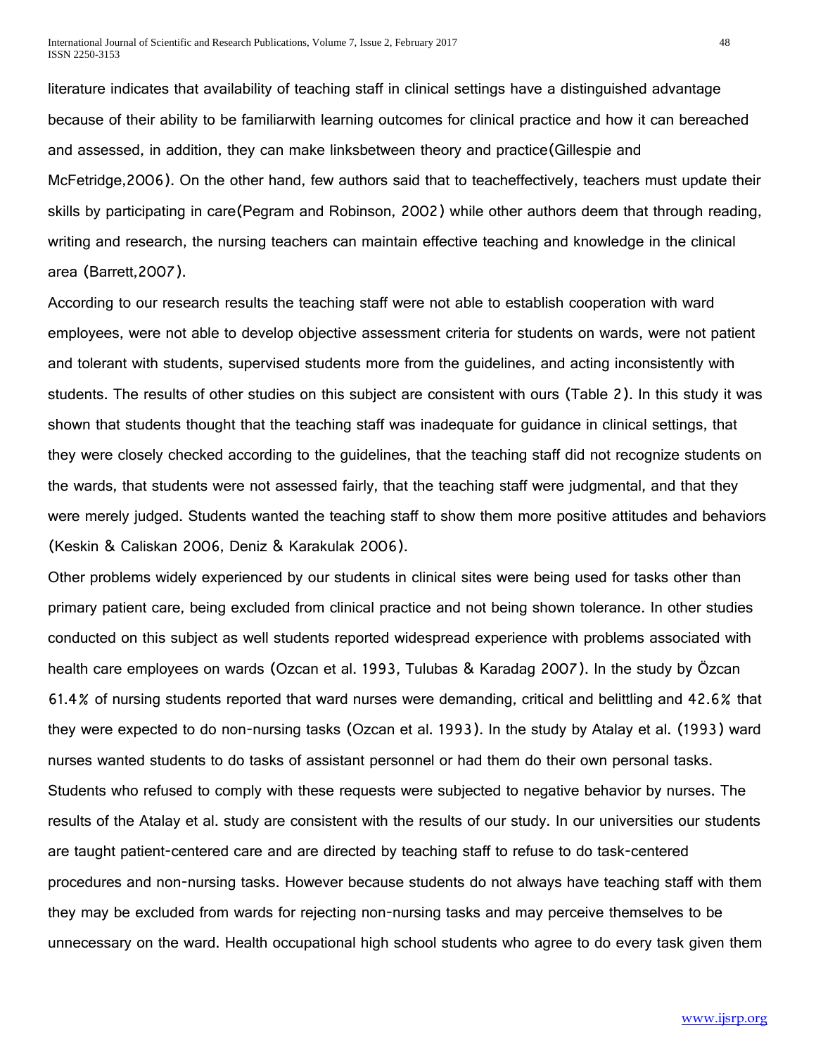literature indicates that availability of teaching staff in clinical settings have a distinguished advantage because of their ability to be familiarwith learning outcomes for clinical practice and how it can bereached and assessed, in addition, they can make linksbetween theory and practice(Gillespie and McFetridge,2006). On the other hand, few authors said that to teacheffectively, teachers must update their skills by participating in care(Pegram and Robinson, 2002) while other authors deem that through reading, writing and research, the nursing teachers can maintain effective teaching and knowledge in the clinical area (Barrett,2007).

According to our research results the teaching staff were not able to establish cooperation with ward employees, were not able to develop objective assessment criteria for students on wards, were not patient and tolerant with students, supervised students more from the guidelines, and acting inconsistently with students. The results of other studies on this subject are consistent with ours (Table 2). In this study it was shown that students thought that the teaching staff was inadequate for guidance in clinical settings, that they were closely checked according to the guidelines, that the teaching staff did not recognize students on the wards, that students were not assessed fairly, that the teaching staff were judgmental, and that they were merely judged. Students wanted the teaching staff to show them more positive attitudes and behaviors (Keskin & Caliskan 2006, Deniz & Karakulak 2006).

Other problems widely experienced by our students in clinical sites were being used for tasks other than primary patient care, being excluded from clinical practice and not being shown tolerance. In other studies conducted on this subject as well students reported widespread experience with problems associated with health care employees on wards (Ozcan et al. 1993, Tulubas & Karadag 2007). In the study by Özcan 61.4% of nursing students reported that ward nurses were demanding, critical and belittling and 42.6% that they were expected to do non-nursing tasks (Ozcan et al. 1993). In the study by Atalay et al. (1993) ward nurses wanted students to do tasks of assistant personnel or had them do their own personal tasks. Students who refused to comply with these requests were subjected to negative behavior by nurses. The results of the Atalay et al. study are consistent with the results of our study. In our universities our students are taught patient-centered care and are directed by teaching staff to refuse to do task-centered procedures and non-nursing tasks. However because students do not always have teaching staff with them they may be excluded from wards for rejecting non-nursing tasks and may perceive themselves to be unnecessary on the ward. Health occupational high school students who agree to do every task given them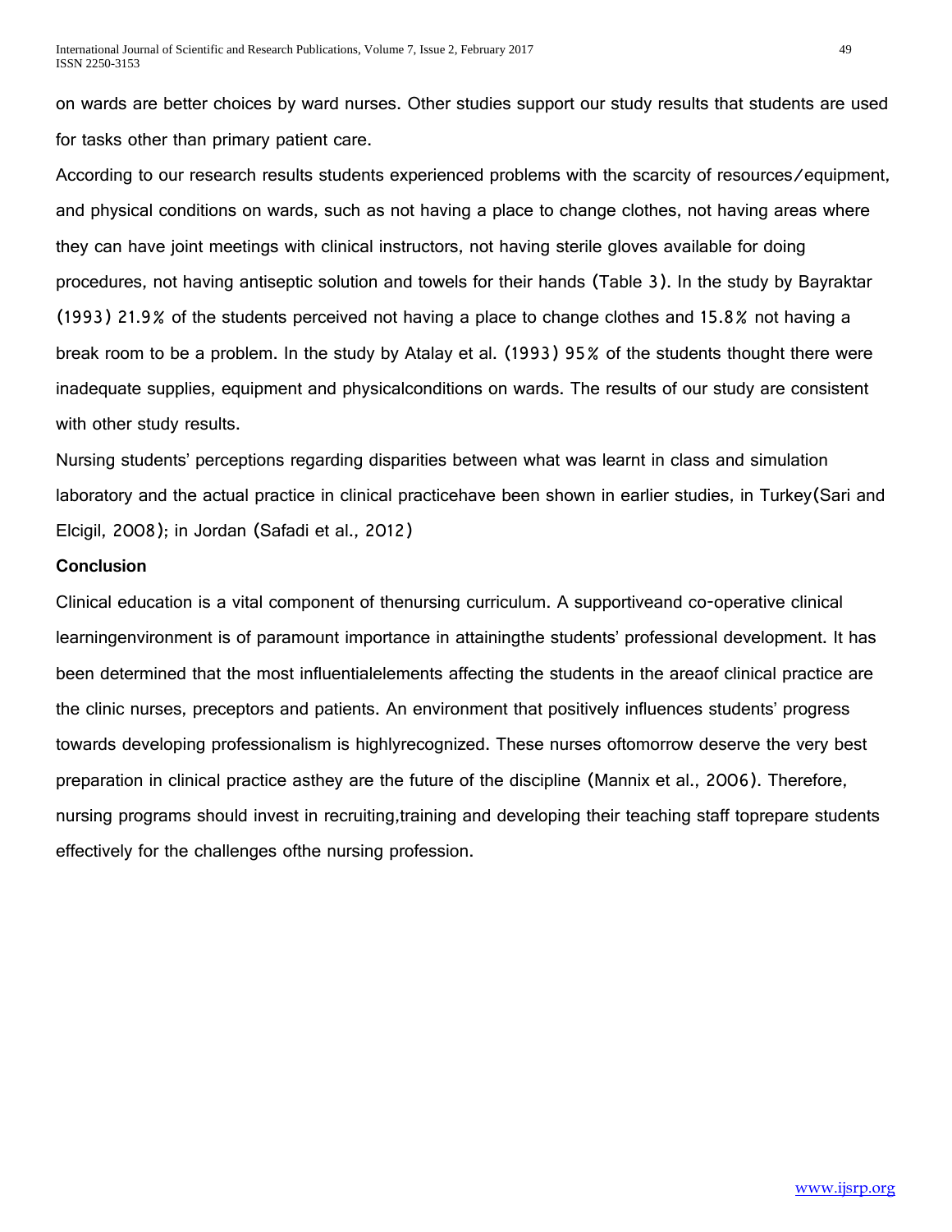on wards are better choices by ward nurses. Other studies support our study results that students are used for tasks other than primary patient care.

According to our research results students experienced problems with the scarcity of resources/equipment, and physical conditions on wards, such as not having a place to change clothes, not having areas where they can have joint meetings with clinical instructors, not having sterile gloves available for doing procedures, not having antiseptic solution and towels for their hands (Table 3). In the study by Bayraktar (1993) 21.9% of the students perceived not having a place to change clothes and 15.8% not having a break room to be a problem. In the study by Atalay et al. (1993) 95% of the students thought there were inadequate supplies, equipment and physicalconditions on wards. The results of our study are consistent with other study results.

Nursing students' perceptions regarding disparities between what was learnt in class and simulation laboratory and the actual practice in clinical practicehave been shown in earlier studies, in Turkey(Sari and Elcigil, 2008); in Jordan (Safadi et al., 2012)

## Conclusion

Clinical education is a vital component of thenursing curriculum. A supportiveand co-operative clinical learningenvironment is of paramount importance in attainingthe students' professional development. It has been determined that the most influentialelements affecting the students in the areaof clinical practice are the clinic nurses, preceptors and patients. An environment that positively influences students' progress towards developing professionalism is highlyrecognized. These nurses oftomorrow deserve the very best preparation in clinical practice asthey are the future of the discipline (Mannix et al., 2006). Therefore, nursing programs should invest in recruiting,training and developing their teaching staff toprepare students effectively for the challenges ofthe nursing profession.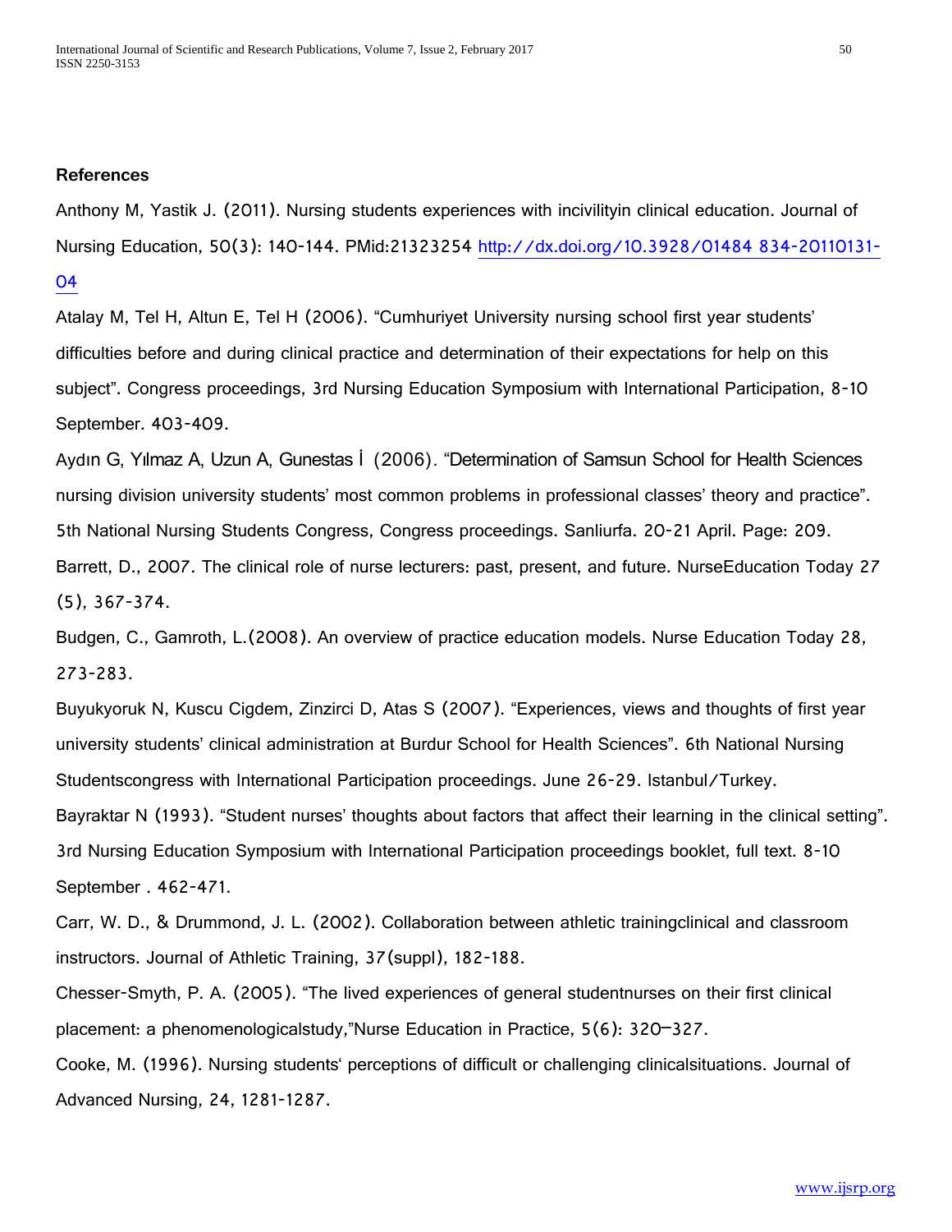## References

Anthony M, Yastik J. (2011). Nursing students experiences with incivilityin clinical education. Journal of Nursing Education, 50(3): 140-144. PMid:21323254 http://dx.doi.org/10.3928/01484 834-20110131-04

Atalay M, Tel H, Altun E, Tel H (2006). "Cumhuriyet University nursing school first year students' difficulties before and during clinical practice and determination of their expectations for help on this subject". Congress proceedings, 3rd Nursing Education Symposium with International Participation, 8-10 September. 403-409.

Aydın G, Yılmaz A, Uzun A, Gunestas İ (2006). "Determination of Samsun School for Health Sciences nursing division university students' most common problems in professional classes' theory and practice". 5th National Nursing Students Congress, Congress proceedings. Sanliurfa. 20-21 April. Page: 209.

Barrett, D., 2007. The clinical role of nurse lecturers: past, present, and future. NurseEducation Today 27 (5), 367-374.

Budgen, C., Gamroth, L.(2008). An overview of practice education models. Nurse Education Today 28, 273-283.

Buyukyoruk N, Kuscu Cigdem, Zinzirci D, Atas S (2007). "Experiences, views and thoughts of first year university students' clinical administration at Burdur School for Health Sciences". 6th National Nursing Studentscongress with International Participation proceedings. June 26-29. Istanbul/Turkey.

Bayraktar N (1993). "Student nurses' thoughts about factors that affect their learning in the clinical setting". 3rd Nursing Education Symposium with International Participation proceedings booklet, full text. 8-10 September . 462-471.

Carr, W. D., & Drummond, J. L. (2002). Collaboration between athletic trainingclinical and classroom instructors. Journal of Athletic Training, 37(suppl), 182-188.

Chesser-Smyth, P. A. (2005). "The lived experiences of general studentnurses on their first clinical placement: a phenomenologicalstudy,"Nurse Education in Practice, 5(6): 320–327.

Cooke, M. (1996). Nursing students' perceptions of difficult or challenging clinicalsituations. Journal of Advanced Nursing, 24, 1281-1287.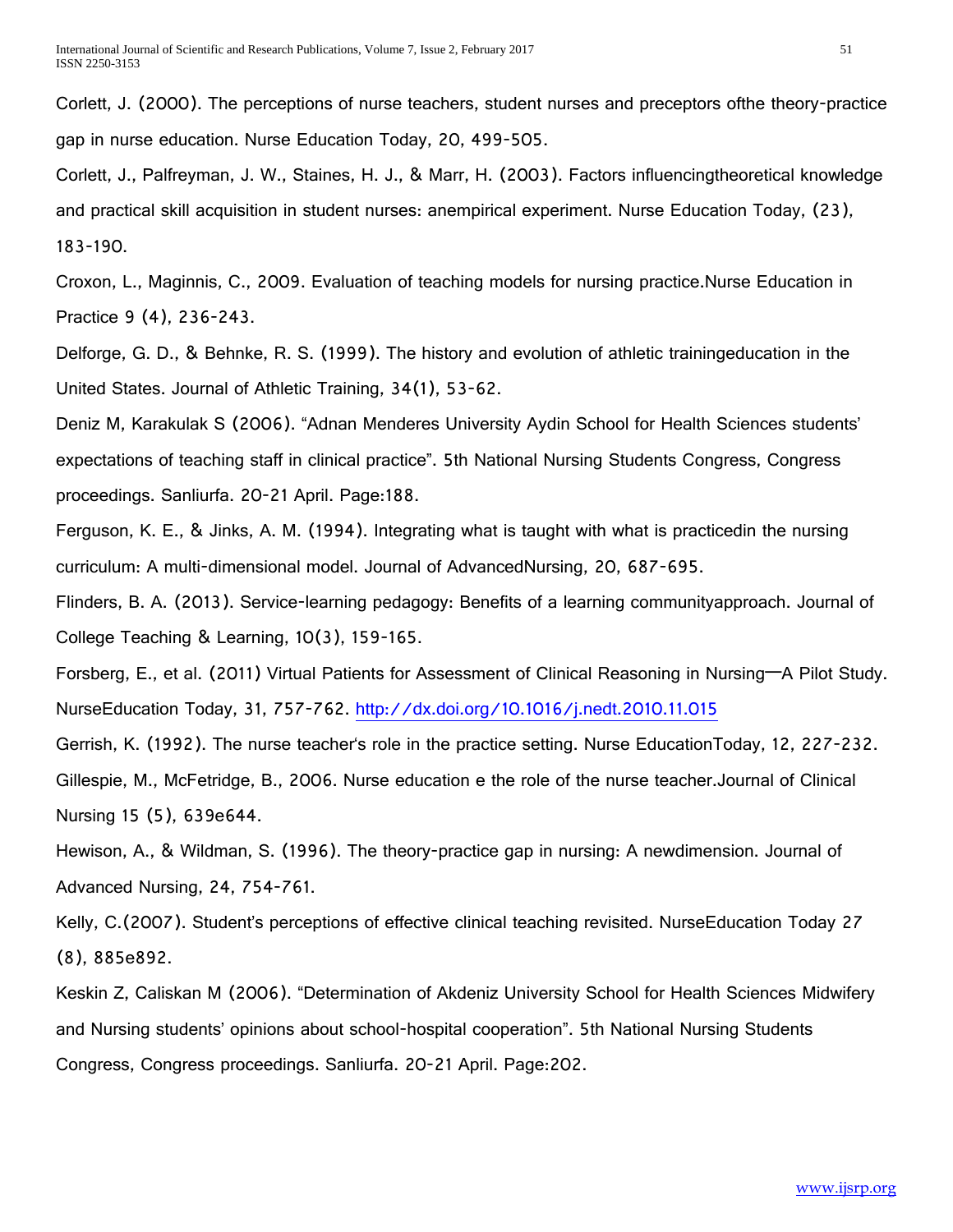Corlett, J. (2000). The perceptions of nurse teachers, student nurses and preceptors ofthe theory-practice gap in nurse education. Nurse Education Today, 20, 499-505.

Corlett, J., Palfreyman, J. W., Staines, H. J., & Marr, H. (2003). Factors influencingtheoretical knowledge and practical skill acquisition in student nurses: anempirical experiment. Nurse Education Today, (23), 183-190.

Croxon, L., Maginnis, C., 2009. Evaluation of teaching models for nursing practice.Nurse Education in Practice 9 (4), 236-243.

Delforge, G. D., & Behnke, R. S. (1999). The history and evolution of athletic trainingeducation in the United States. Journal of Athletic Training, 34(1), 53-62.

Deniz M, Karakulak S (2006). "Adnan Menderes University Aydin School for Health Sciences students' expectations of teaching staff in clinical practice". 5th National Nursing Students Congress, Congress proceedings. Sanliurfa. 20-21 April. Page:188.

Ferguson, K. E., & Jinks, A. M. (1994). Integrating what is taught with what is practicedin the nursing curriculum: A multi-dimensional model. Journal of AdvancedNursing, 20, 687-695.

Flinders, B. A. (2013). Service-learning pedagogy: Benefits of a learning communityapproach. Journal of College Teaching & Learning, 10(3), 159-165.

Forsberg, E., et al. (2011) Virtual Patients for Assessment of Clinical Reasoning in Nursing—A Pilot Study. NurseEducation Today, 31, 757-762. http://dx.doi.org/10.1016/j.nedt.2010.11.015

Gerrish, K. (1992). The nurse teacher's role in the practice setting. Nurse EducationToday, 12, 227-232.

Gillespie, M., McFetridge, B., 2006. Nurse education e the role of the nurse teacher.Journal of Clinical Nursing 15 (5), 639e644.

Hewison, A., & Wildman, S. (1996). The theory-practice gap in nursing: A newdimension. Journal of Advanced Nursing, 24, 754-761.

Kelly, C.(2007). Student's perceptions of effective clinical teaching revisited. NurseEducation Today 27 (8), 885e892.

Keskin Z, Caliskan M (2006). "Determination of Akdeniz University School for Health Sciences Midwifery and Nursing students' opinions about school-hospital cooperation". 5th National Nursing Students Congress, Congress proceedings. Sanliurfa. 20-21 April. Page:202.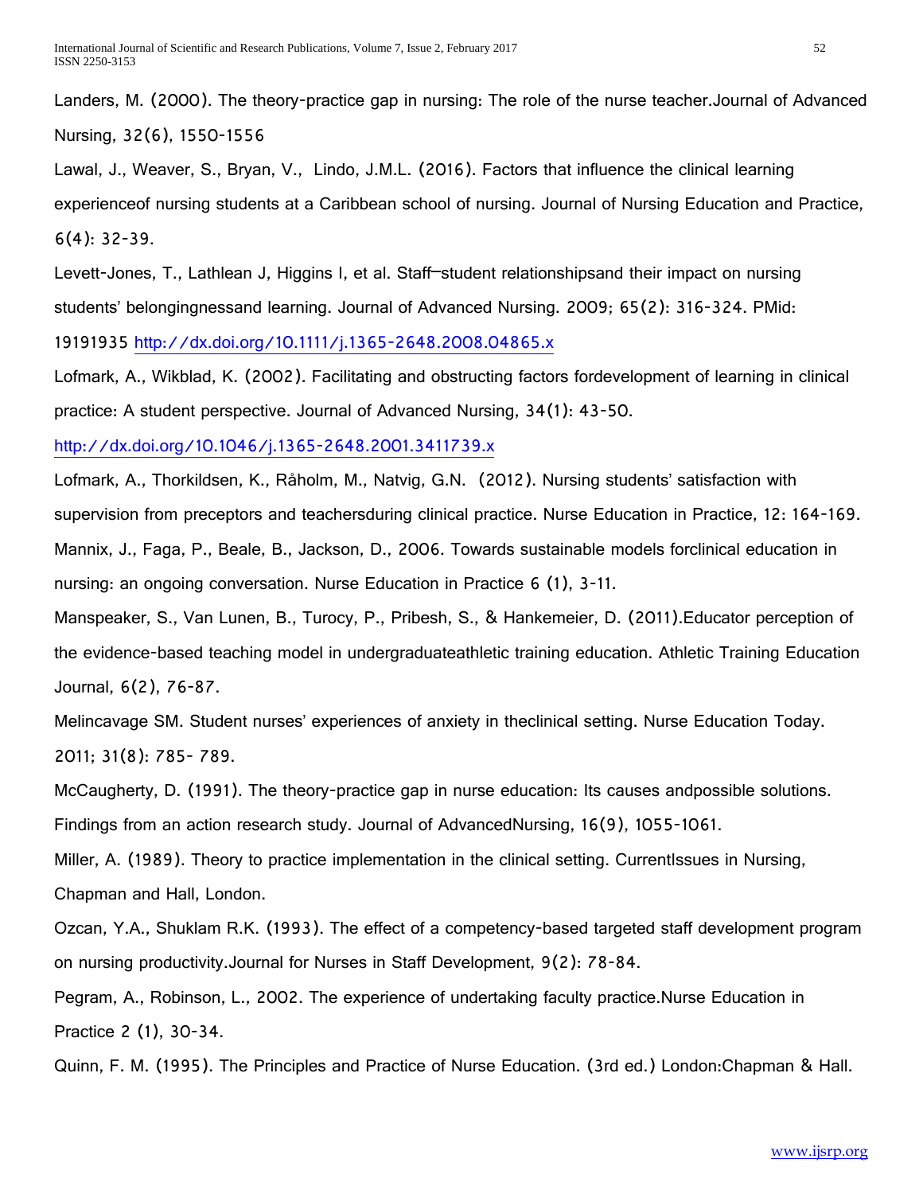Landers, M. (2000). The theory-practice gap in nursing: The role of the nurse teacher.Journal of Advanced Nursing, 32(6), 1550-1556

Lawal, J., Weaver, S., Bryan, V., Lindo, J.M.L. (2016). Factors that influence the clinical learning experienceof nursing students at a Caribbean school of nursing. Journal of Nursing Education and Practice, 6(4): 32-39.

Levett-Jones, T., Lathlean J, Higgins I, et al. Staff–student relationshipsand their impact on nursing students' belongingnessand learning. Journal of Advanced Nursing. 2009; 65(2): 316-324. PMid: 19191935 http://dx.doi.org/10.1111/j.1365-2648.2008.04865.x

Lofmark, A., Wikblad, K. (2002). Facilitating and obstructing factors fordevelopment of learning in clinical practice: A student perspective. Journal of Advanced Nursing, 34(1): 43-50. http://dx.doi.org/10.1046/j.1365-2648.2001.3411739.x

Lofmark, A., Thorkildsen, K., Råholm, M., Natvig, G.N. (2012). Nursing students' satisfaction with supervision from preceptors and teachersduring clinical practice. Nurse Education in Practice, 12: 164-169.

Mannix, J., Faga, P., Beale, B., Jackson, D., 2006. Towards sustainable models forclinical education in nursing: an ongoing conversation. Nurse Education in Practice 6 (1), 3-11.

Manspeaker, S., Van Lunen, B., Turocy, P., Pribesh, S., & Hankemeier, D. (2011).Educator perception of the evidence-based teaching model in undergraduateathletic training education. Athletic Training Education Journal, 6(2), 76-87.

Melincavage SM. Student nurses' experiences of anxiety in theclinical setting. Nurse Education Today. 2011; 31(8): 785- 789.

McCaugherty, D. (1991). The theory-practice gap in nurse education: Its causes andpossible solutions. Findings from an action research study. Journal of AdvancedNursing, 16(9), 1055-1061.

Miller, A. (1989). Theory to practice implementation in the clinical setting. CurrentIssues in Nursing, Chapman and Hall, London.

Ozcan, Y.A., Shuklam R.K. (1993). The effect of a competency-based targeted staff development program on nursing productivity.Journal for Nurses in Staff Development, 9(2): 78-84.

Pegram, A., Robinson, L., 2002. The experience of undertaking faculty practice.Nurse Education in Practice 2 (1), 30-34.

Quinn, F. M. (1995). The Principles and Practice of Nurse Education. (3rd ed.) London:Chapman & Hall.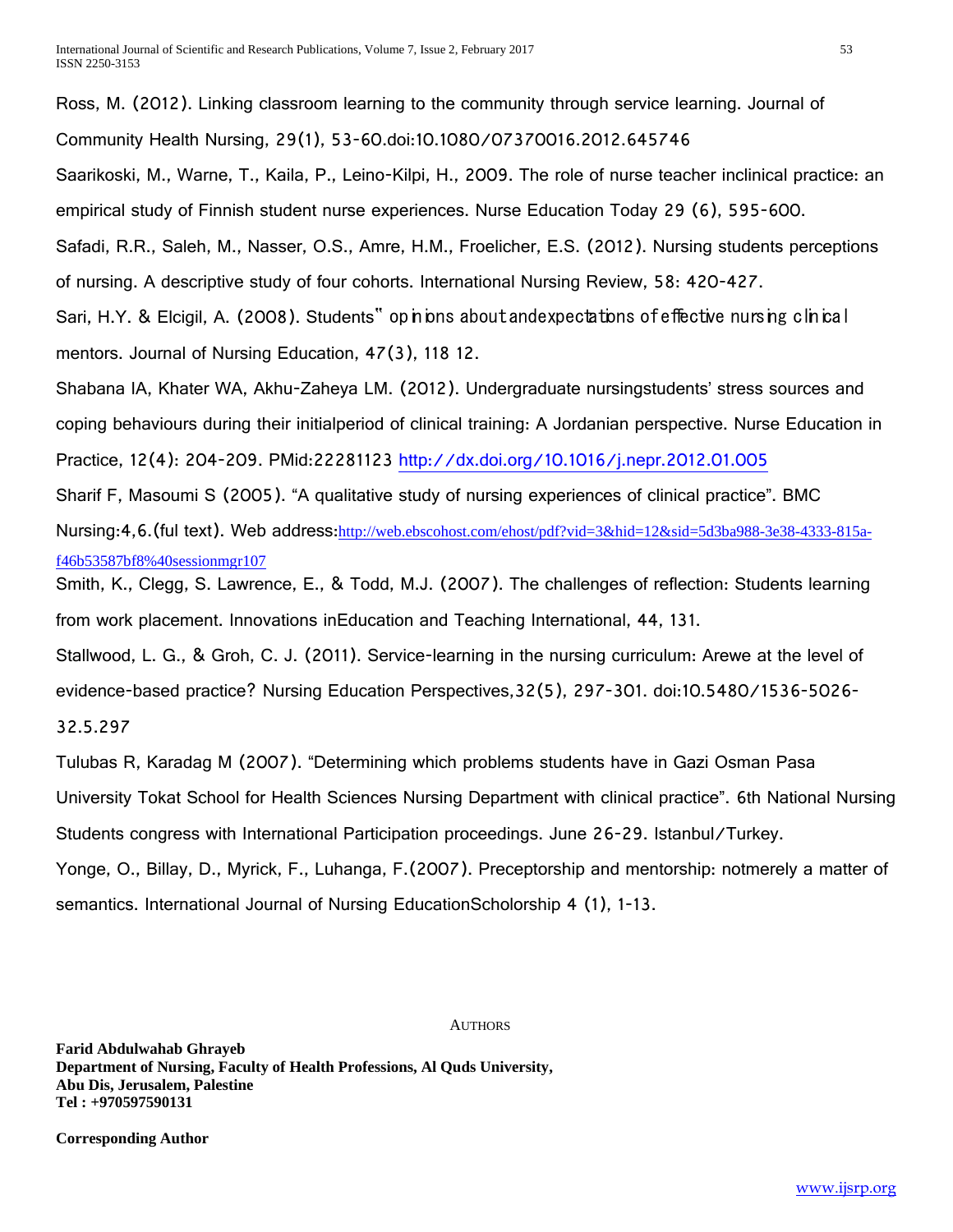Ross, M. (2012). Linking classroom learning to the community through service learning. Journal of Community Health Nursing, 29(1), 53-60.doi:10.1080/07370016.2012.645746

Saarikoski, M., Warne, T., Kaila, P., Leino-Kilpi, H., 2009. The role of nurse teacher inclinical practice: an empirical study of Finnish student nurse experiences. Nurse Education Today 29 (6), 595-600.

Safadi, R.R., Saleh, M., Nasser, O.S., Amre, H.M., Froelicher, E.S. (2012). Nursing students perceptions of nursing. A descriptive study of four cohorts. International Nursing Review, 58: 420-427.

Sari, H.Y. & Elcigil, A. (2008). Students" opinions about andexpectations of effective nursing clinical mentors. Journal of Nursing Education, 47(3), 118 12.

Shabana IA, Khater WA, Akhu-Zaheya LM. (2012). Undergraduate nursingstudents' stress sources and coping behaviours during their initialperiod of clinical training: A Jordanian perspective. Nurse Education in Practice, 12(4): 204-209. PMid:22281123 http://dx.doi.org/10.1016/j.nepr.2012.01.005

Sharif F, Masoumi S (2005). "A qualitative study of nursing experiences of clinical practice". BMC Nursing:4,6.(ful text). Web address:http://web.ebscohost.com/ehost/pdf?vid=3&hid=12&sid=5d3ba988-3e38-4333-815a-f46b53587bf8%40sessionmgr107

Smith, K., Clegg, S. Lawrence, E., & Todd, M.J. (2007). The challenges of reflection: Students learning from work placement. Innovations inEducation and Teaching International, 44, 131.

Stallwood, L. G., & Groh, C. J. (2011). Service-learning in the nursing curriculum: Arewe at the level of evidence-based practice? Nursing Education Perspectives,32(5), 297-301. doi:10.5480/1536-5026-32.5.297

Tulubas R, Karadag M (2007). "Determining which problems students have in Gazi Osman Pasa University Tokat School for Health Sciences Nursing Department with clinical practice". 6th National Nursing Students congress with International Participation proceedings. June 26-29. Istanbul/Turkey.

Yonge, O., Billay, D., Myrick, F., Luhanga, F.(2007). Preceptorship and mentorship: notmerely a matter of semantics. International Journal of Nursing EducationScholorship 4 (1), 1-13.

## Authors

**Farid Abdulwahab Ghrayeb**
**Department of Nursing, Faculty of Health Professions, Al Quds University,**
**Abu Dis, Jerusalem, Palestine**
**Tel : +970597590131**

**Corresponding Author**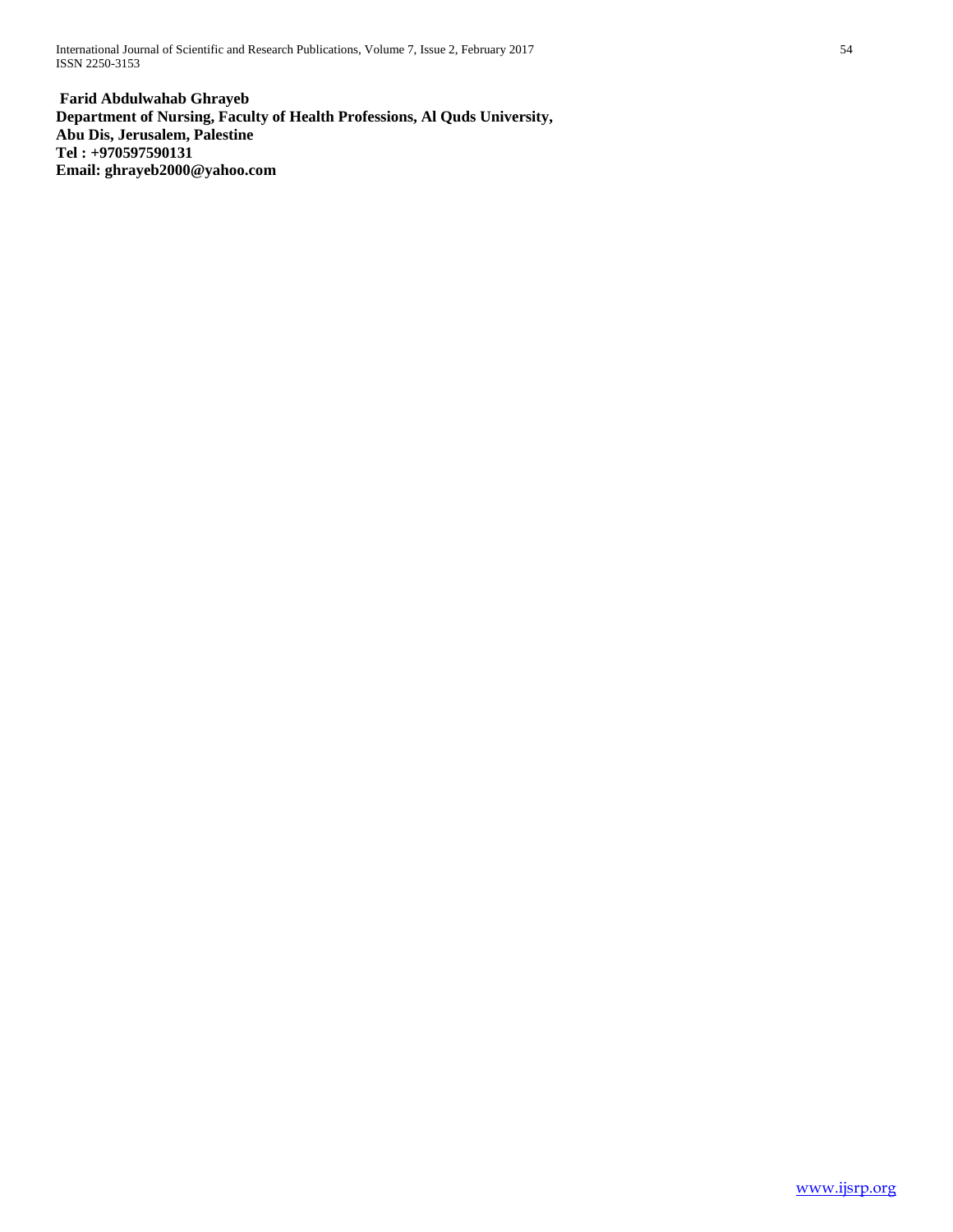**Farid Abdulwahab Ghrayeb**
**Department of Nursing, Faculty of Health Professions, Al Quds University,**
**Abu Dis, Jerusalem, Palestine**
**Tel : +970597590131**
**Email: ghrayeb2000@yahoo.com**